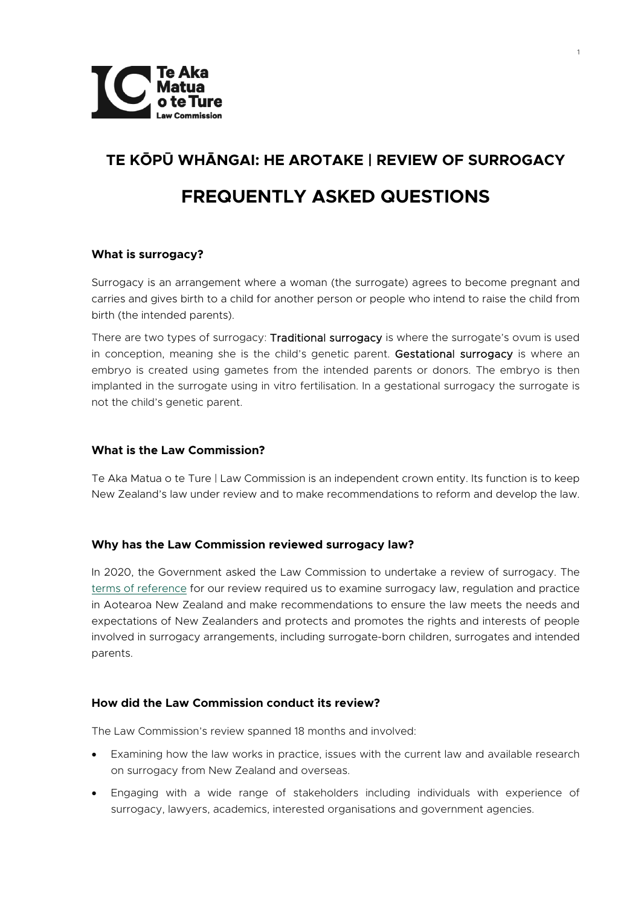## TE KŌPŪ WHĀNGAI: HE AROTAKE | REVIEW OF SURROGACY

# FREQUENTLY ASKED QUESTIONS

### What is surrogacy?

Surrogacy is an arrangement where a woman (the surrogate) agrees to become pregnant and carries and gives birth to a child for another person or people who intend to raise the child from birth (the intended parents).

There are two types of surrogacy: Traditional surrogacy is where the surrogate's ovum is used in conception, meaning she is the child's genetic parent. Gestational surrogacy is where an embryo is created using gametes from the intended parents or donors. The embryo is then implanted in the surrogate using in vitro fertilisation. In a gestational surrogacy the surrogate is not the child's genetic parent.

### What is the Law Commission?

Te Aka Matua o te Ture | Law Commission is an independent crown entity. Its function is to keep New Zealand's law under review and to make recommendations to reform and develop the law.

### Why has the Law Commission reviewed surrogacy law?

In 2020, the Government asked the Law Commission to undertake a review of surrogacy. The terms of reference for our review required us to examine surrogacy law, regulation and practice in Aotearoa New Zealand and make recommendations to ensure the law meets the needs and expectations of New Zealanders and protects and promotes the rights and interests of people involved in surrogacy arrangements, including surrogate-born children, surrogates and intended parents.

### How did the Law Commission conduct its review?

The Law Commission's review spanned 18 months and involved:

- Examining how the law works in practice, issues with the current law and available research on surrogacy from New Zealand and overseas.
- Engaging with a wide range of stakeholders including individuals with experience of surrogacy, lawyers, academics, interested organisations and government agencies.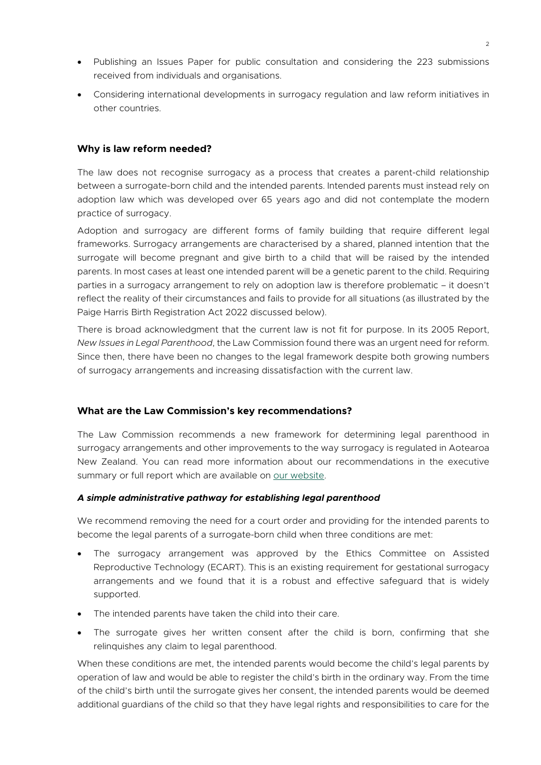- Publishing an Issues Paper for public consultation and considering the 223 submissions received from individuals and organisations.
- Considering international developments in surrogacy regulation and law reform initiatives in other countries.

## Why is law reform needed?

The law does not recognise surrogacy as a process that creates a parent-child relationship between a surrogate-born child and the intended parents. Intended parents must instead rely on adoption law which was developed over 65 years ago and did not contemplate the modern practice of surrogacy.

Adoption and surrogacy are different forms of family building that require different legal frameworks. Surrogacy arrangements are characterised by a shared, planned intention that the surrogate will become pregnant and give birth to a child that will be raised by the intended parents. In most cases at least one intended parent will be a genetic parent to the child. Requiring parties in a surrogacy arrangement to rely on adoption law is therefore problematic – it doesn't reflect the reality of their circumstances and fails to provide for all situations (as illustrated by the Paige Harris Birth Registration Act 2022 discussed below).

There is broad acknowledgment that the current law is not fit for purpose. In its 2005 Report, *New Issues in Legal Parenthood*, the Law Commission found there was an urgent need for reform. Since then, there have been no changes to the legal framework despite both growing numbers of surrogacy arrangements and increasing dissatisfaction with the current law.

## What are the Law Commission's key recommendations?

The Law Commission recommends a new framework for determining legal parenthood in surrogacy arrangements and other improvements to the way surrogacy is regulated in Aotearoa New Zealand. You can read more information about our recommendations in the executive summary or full report which are available on our website.

### *A simple administrative pathway for establishing legal parenthood*

We recommend removing the need for a court order and providing for the intended parents to become the legal parents of a surrogate-born child when three conditions are met:

- The surrogacy arrangement was approved by the Ethics Committee on Assisted Reproductive Technology (ECART). This is an existing requirement for gestational surrogacy arrangements and we found that it is a robust and effective safeguard that is widely supported.
- The intended parents have taken the child into their care.
- The surrogate gives her written consent after the child is born, confirming that she relinquishes any claim to legal parenthood.

When these conditions are met, the intended parents would become the child's legal parents by operation of law and would be able to register the child's birth in the ordinary way. From the time of the child's birth until the surrogate gives her consent, the intended parents would be deemed additional guardians of the child so that they have legal rights and responsibilities to care for the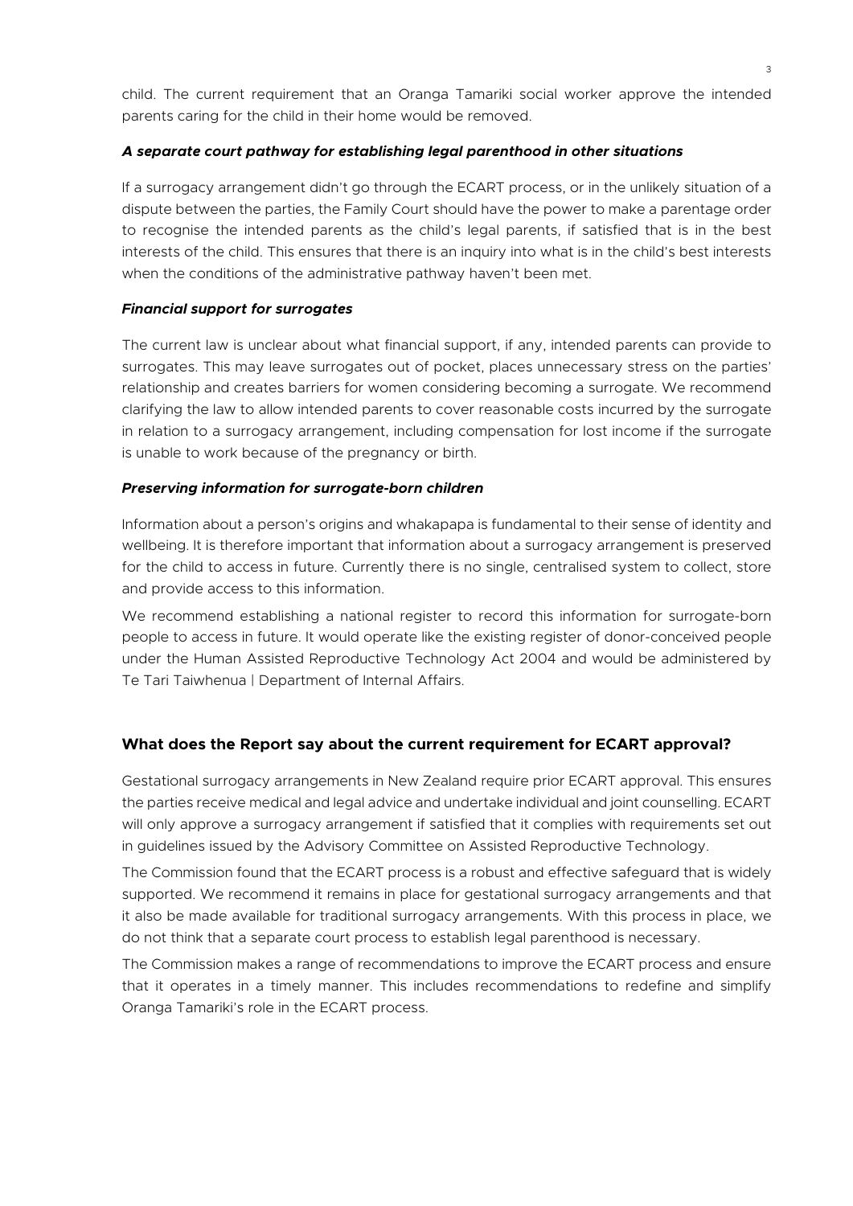child. The current requirement that an Oranga Tamariki social worker approve the intended parents caring for the child in their home would be removed.

***A separate court pathway for establishing legal parenthood in other situations***

If a surrogacy arrangement didn't go through the ECART process, or in the unlikely situation of a dispute between the parties, the Family Court should have the power to make a parentage order to recognise the intended parents as the child's legal parents, if satisfied that is in the best interests of the child. This ensures that there is an inquiry into what is in the child's best interests when the conditions of the administrative pathway haven't been met.

***Financial support for surrogates***

The current law is unclear about what financial support, if any, intended parents can provide to surrogates. This may leave surrogates out of pocket, places unnecessary stress on the parties' relationship and creates barriers for women considering becoming a surrogate. We recommend clarifying the law to allow intended parents to cover reasonable costs incurred by the surrogate in relation to a surrogacy arrangement, including compensation for lost income if the surrogate is unable to work because of the pregnancy or birth.

***Preserving information for surrogate-born children***

Information about a person's origins and whakapapa is fundamental to their sense of identity and wellbeing. It is therefore important that information about a surrogacy arrangement is preserved for the child to access in future. Currently there is no single, centralised system to collect, store and provide access to this information.

We recommend establishing a national register to record this information for surrogate-born people to access in future. It would operate like the existing register of donor-conceived people under the Human Assisted Reproductive Technology Act 2004 and would be administered by Te Tari Taiwhenua | Department of Internal Affairs.

## What does the Report say about the current requirement for ECART approval?

Gestational surrogacy arrangements in New Zealand require prior ECART approval. This ensures the parties receive medical and legal advice and undertake individual and joint counselling. ECART will only approve a surrogacy arrangement if satisfied that it complies with requirements set out in guidelines issued by the Advisory Committee on Assisted Reproductive Technology.

The Commission found that the ECART process is a robust and effective safeguard that is widely supported. We recommend it remains in place for gestational surrogacy arrangements and that it also be made available for traditional surrogacy arrangements. With this process in place, we do not think that a separate court process to establish legal parenthood is necessary.

The Commission makes a range of recommendations to improve the ECART process and ensure that it operates in a timely manner. This includes recommendations to redefine and simplify Oranga Tamariki's role in the ECART process.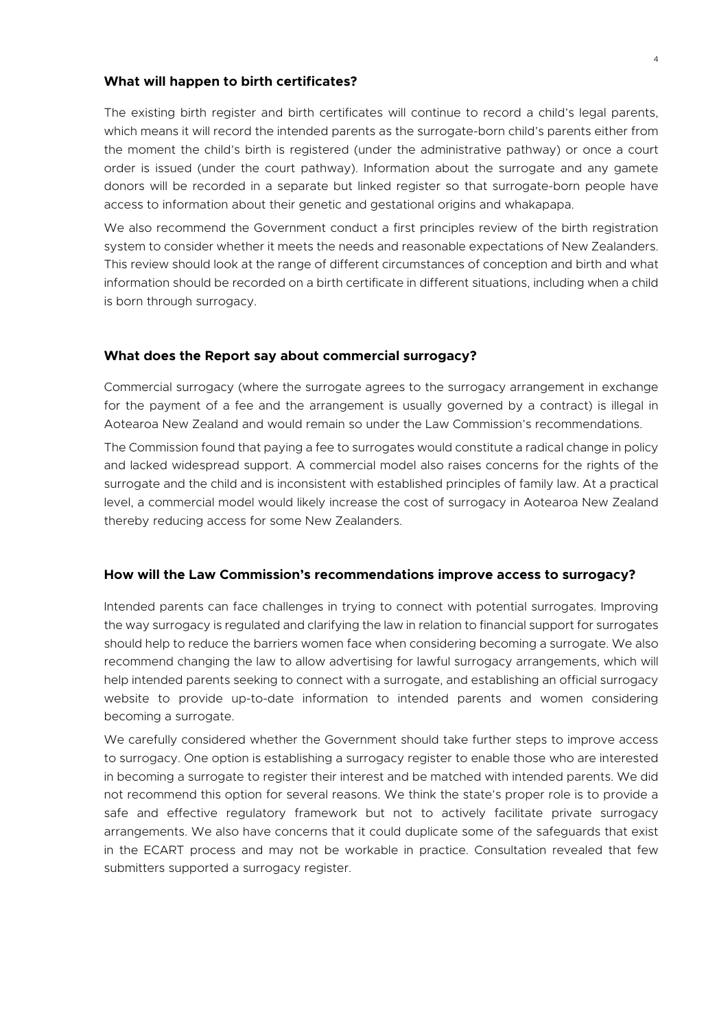### What will happen to birth certificates?

The existing birth register and birth certificates will continue to record a child's legal parents, which means it will record the intended parents as the surrogate-born child's parents either from the moment the child's birth is registered (under the administrative pathway) or once a court order is issued (under the court pathway). Information about the surrogate and any gamete donors will be recorded in a separate but linked register so that surrogate-born people have access to information about their genetic and gestational origins and whakapapa.

We also recommend the Government conduct a first principles review of the birth registration system to consider whether it meets the needs and reasonable expectations of New Zealanders. This review should look at the range of different circumstances of conception and birth and what information should be recorded on a birth certificate in different situations, including when a child is born through surrogacy.

### What does the Report say about commercial surrogacy?

Commercial surrogacy (where the surrogate agrees to the surrogacy arrangement in exchange for the payment of a fee and the arrangement is usually governed by a contract) is illegal in Aotearoa New Zealand and would remain so under the Law Commission's recommendations.

The Commission found that paying a fee to surrogates would constitute a radical change in policy and lacked widespread support. A commercial model also raises concerns for the rights of the surrogate and the child and is inconsistent with established principles of family law. At a practical level, a commercial model would likely increase the cost of surrogacy in Aotearoa New Zealand thereby reducing access for some New Zealanders.

### How will the Law Commission's recommendations improve access to surrogacy?

Intended parents can face challenges in trying to connect with potential surrogates. Improving the way surrogacy is regulated and clarifying the law in relation to financial support for surrogates should help to reduce the barriers women face when considering becoming a surrogate. We also recommend changing the law to allow advertising for lawful surrogacy arrangements, which will help intended parents seeking to connect with a surrogate, and establishing an official surrogacy website to provide up-to-date information to intended parents and women considering becoming a surrogate.

We carefully considered whether the Government should take further steps to improve access to surrogacy. One option is establishing a surrogacy register to enable those who are interested in becoming a surrogate to register their interest and be matched with intended parents. We did not recommend this option for several reasons. We think the state's proper role is to provide a safe and effective regulatory framework but not to actively facilitate private surrogacy arrangements. We also have concerns that it could duplicate some of the safeguards that exist in the ECART process and may not be workable in practice. Consultation revealed that few submitters supported a surrogacy register.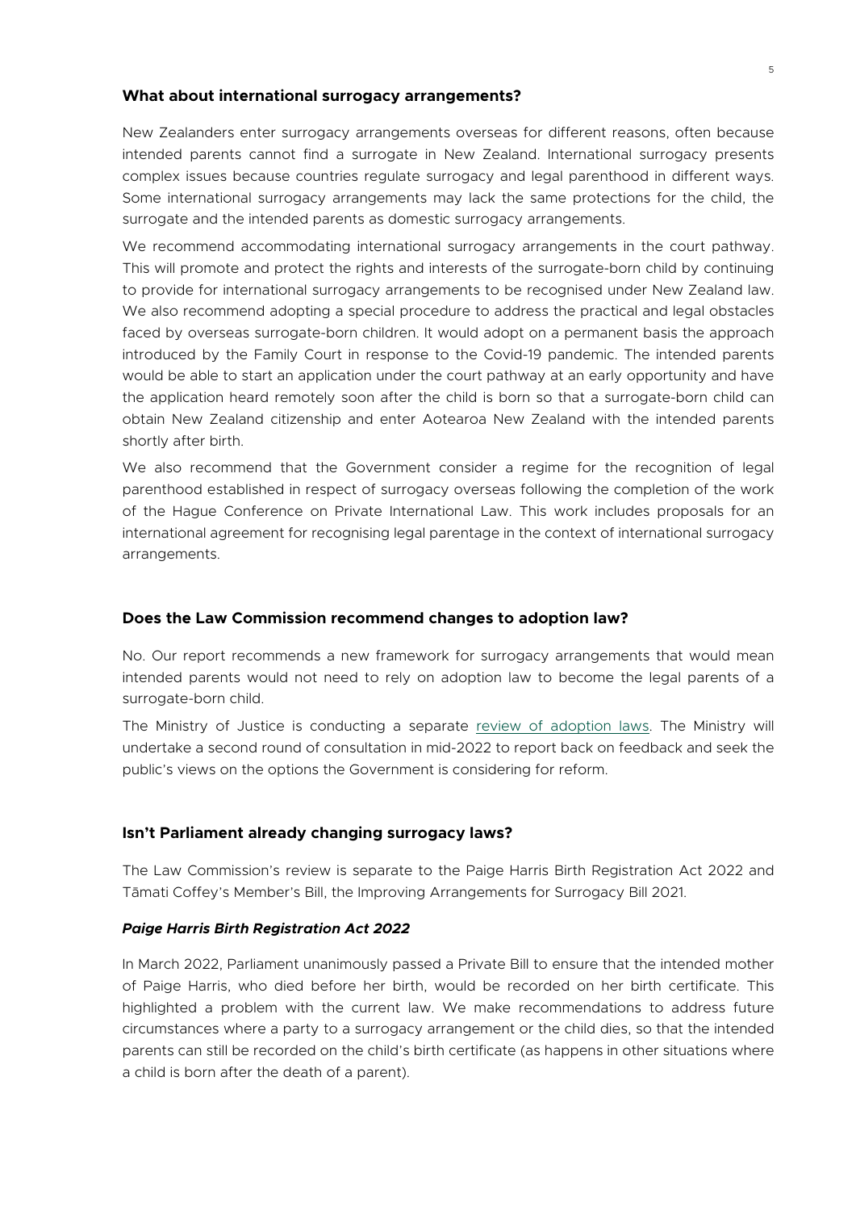## What about international surrogacy arrangements?

New Zealanders enter surrogacy arrangements overseas for different reasons, often because intended parents cannot find a surrogate in New Zealand. International surrogacy presents complex issues because countries regulate surrogacy and legal parenthood in different ways. Some international surrogacy arrangements may lack the same protections for the child, the surrogate and the intended parents as domestic surrogacy arrangements.

We recommend accommodating international surrogacy arrangements in the court pathway. This will promote and protect the rights and interests of the surrogate-born child by continuing to provide for international surrogacy arrangements to be recognised under New Zealand law. We also recommend adopting a special procedure to address the practical and legal obstacles faced by overseas surrogate-born children. It would adopt on a permanent basis the approach introduced by the Family Court in response to the Covid-19 pandemic. The intended parents would be able to start an application under the court pathway at an early opportunity and have the application heard remotely soon after the child is born so that a surrogate-born child can obtain New Zealand citizenship and enter Aotearoa New Zealand with the intended parents shortly after birth.

We also recommend that the Government consider a regime for the recognition of legal parenthood established in respect of surrogacy overseas following the completion of the work of the Hague Conference on Private International Law. This work includes proposals for an international agreement for recognising legal parentage in the context of international surrogacy arrangements.

## Does the Law Commission recommend changes to adoption law?

No. Our report recommends a new framework for surrogacy arrangements that would mean intended parents would not need to rely on adoption law to become the legal parents of a surrogate-born child.

The Ministry of Justice is conducting a separate review of adoption laws. The Ministry will undertake a second round of consultation in mid-2022 to report back on feedback and seek the public's views on the options the Government is considering for reform.

## Isn't Parliament already changing surrogacy laws?

The Law Commission's review is separate to the Paige Harris Birth Registration Act 2022 and Tāmati Coffey's Member's Bill, the Improving Arrangements for Surrogacy Bill 2021.

### *Paige Harris Birth Registration Act 2022*

In March 2022, Parliament unanimously passed a Private Bill to ensure that the intended mother of Paige Harris, who died before her birth, would be recorded on her birth certificate. This highlighted a problem with the current law. We make recommendations to address future circumstances where a party to a surrogacy arrangement or the child dies, so that the intended parents can still be recorded on the child's birth certificate (as happens in other situations where a child is born after the death of a parent).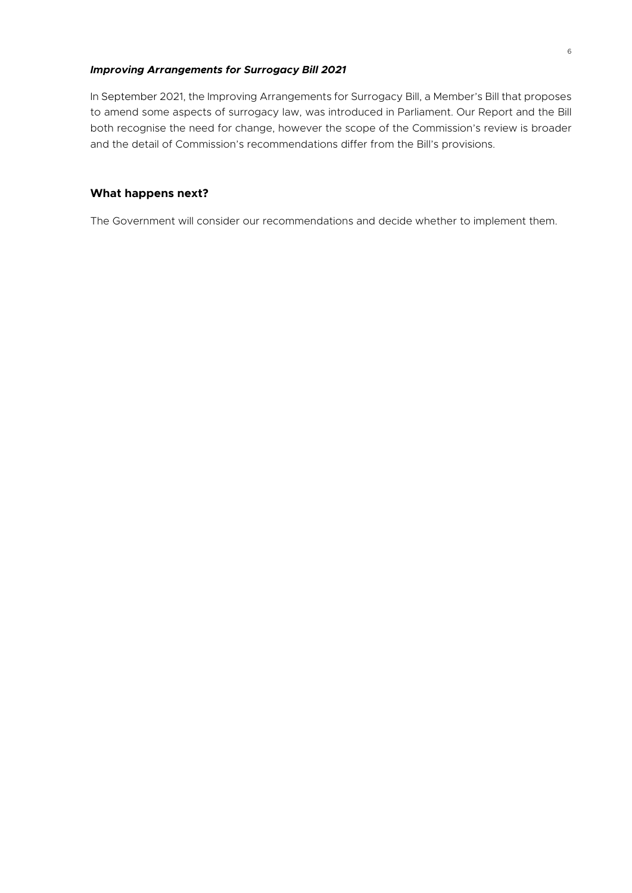### *Improving Arrangements for Surrogacy Bill 2021*

In September 2021, the Improving Arrangements for Surrogacy Bill, a Member's Bill that proposes to amend some aspects of surrogacy law, was introduced in Parliament. Our Report and the Bill both recognise the need for change, however the scope of the Commission's review is broader and the detail of Commission's recommendations differ from the Bill's provisions.

## What happens next?

The Government will consider our recommendations and decide whether to implement them.